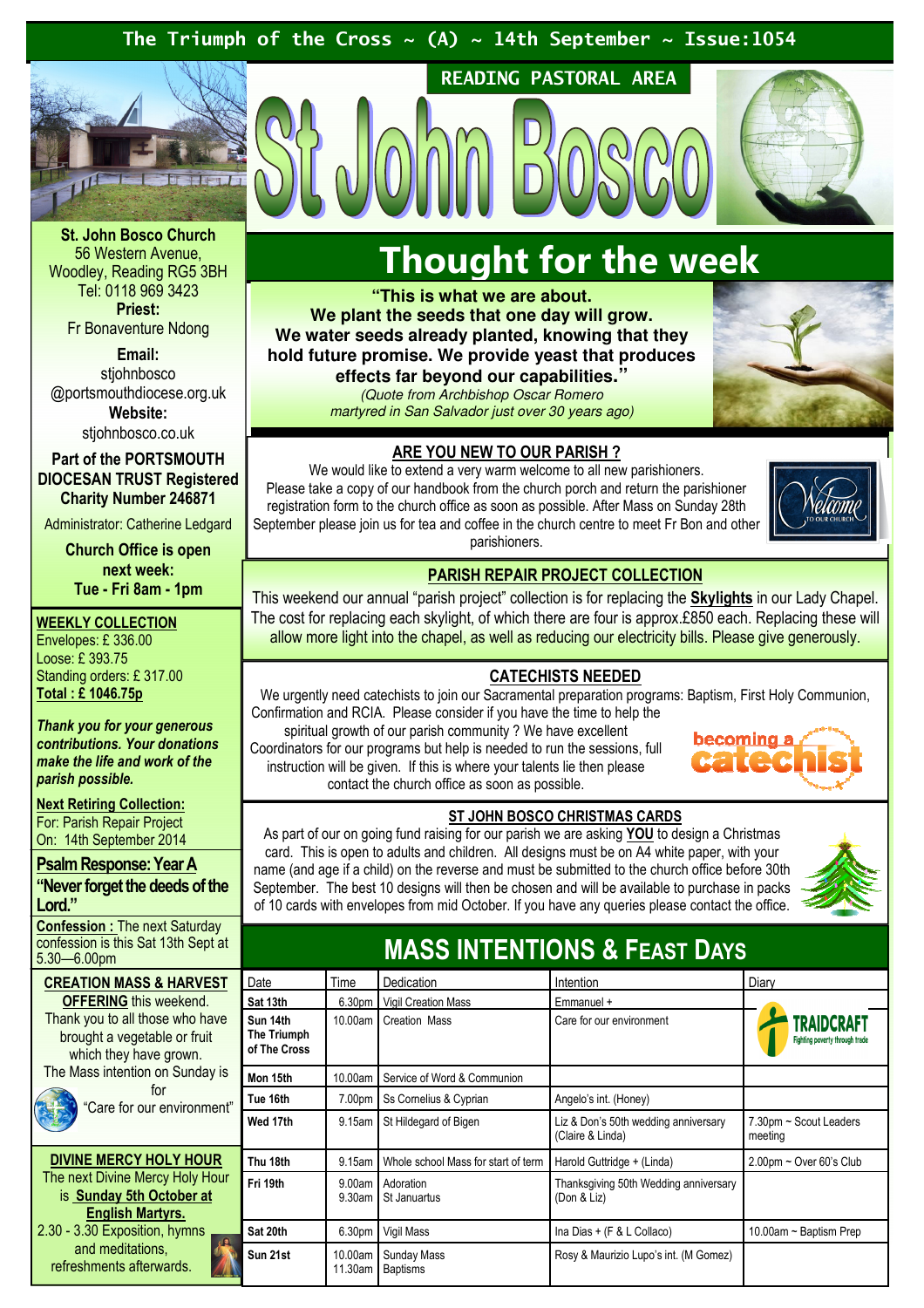# The Triumph of the Cross ~ (A) ~ 14th September ~ Issue:1054

READING PASTORAL AREA

# St John Bosco

**St. John Bosco Church**
56 Western Avenue,
Woodley, Reading RG5 3BH
Tel: 0118 969 3423

**Priest:**
Fr Bonaventure Ndong

**Email:**
stjohnbosco
@portsmouthdiocese.org.uk

**Website:**
stjohnbosco.co.uk

**Part of the PORTSMOUTH DIOCESAN TRUST Registered Charity Number 246871**

Administrator: Catherine Ledgard

**Church Office is open next week:**
**Tue - Fri 8am - 1pm**

**WEEKLY COLLECTION**
Envelopes: £ 336.00
Loose: £ 393.75
Standing orders: £ 317.00
**Total : £ 1046.75p**

***Thank you for your generous contributions. Your donations make the life and work of the parish possible.***

**Next Retiring Collection:**
For: Parish Repair Project
On: 14th September 2014

**Psalm Response: Year A**
**"Never forget the deeds of the Lord."**

**Confession :** The next Saturday confession is this Sat 13th Sept at 5.30—6.00pm

**CREATION MASS & HARVEST OFFERING** this weekend.
Thank you to all those who have brought a vegetable or fruit which they have grown.
The Mass intention on Sunday is for
"Care for our environment"

**DIVINE MERCY HOLY HOUR**
The next Divine Mercy Holy Hour is **Sunday 5th October at English Martyrs.**
2.30 - 3.30 Exposition, hymns and meditations, refreshments afterwards.

## Thought for the week

**"This is what we are about.
We plant the seeds that one day will grow.
We water seeds already planted, knowing that they hold future promise. We provide yeast that produces effects far beyond our capabilities."**

*(Quote from Archbishop Oscar Romero martyred in San Salvador just over 30 years ago)*

### ARE YOU NEW TO OUR PARISH ?

We would like to extend a very warm welcome to all new parishioners.
Please take a copy of our handbook from the church porch and return the parishioner registration form to the church office as soon as possible. After Mass on Sunday 28th September please join us for tea and coffee in the church centre to meet Fr Bon and other parishioners.

### PARISH REPAIR PROJECT COLLECTION

This weekend our annual "parish project" collection is for replacing the **Skylights** in our Lady Chapel. The cost for replacing each skylight, of which there are four is approx.£850 each. Replacing these will allow more light into the chapel, as well as reducing our electricity bills. Please give generously.

### CATECHISTS NEEDED

We urgently need catechists to join our Sacramental preparation programs: Baptism, First Holy Communion, Confirmation and RCIA. Please consider if you have the time to help the spiritual growth of our parish community ? We have excellent Coordinators for our programs but help is needed to run the sessions, full instruction will be given. If this is where your talents lie then please contact the church office as soon as possible.

### ST JOHN BOSCO CHRISTMAS CARDS

As part of our on going fund raising for our parish we are asking **YOU** to design a Christmas card. This is open to adults and children. All designs must be on A4 white paper, with your name (and age if a child) on the reverse and must be submitted to the church office before 30th September. The best 10 designs will then be chosen and will be available to purchase in packs of 10 cards with envelopes from mid October. If you have any queries please contact the office.

## MASS INTENTIONS & FEAST DAYS

| Date | Time | Dedication | Intention | Diary |
|---|---|---|---|---|
| **Sat 13th** | 6.30pm | Vigil Creation Mass | Emmanuel + | |
| **Sun 14th The Triumph of The Cross** | 10.00am | Creation Mass | Care for our environment | TRAIDCRAFT Fighting poverty through trade |
| **Mon 15th** | 10.00am | Service of Word & Communion | | |
| **Tue 16th** | 7.00pm | Ss Cornelius & Cyprian | Angelo's int. (Honey) | |
| **Wed 17th** | 9.15am | St Hildegard of Bigen | Liz & Don's 50th wedding anniversary (Claire & Linda) | 7.30pm ~ Scout Leaders meeting |
| **Thu 18th** | 9.15am | Whole school Mass for start of term | Harold Guttridge + (Linda) | 2.00pm ~ Over 60's Club |
| **Fri 19th** | 9.00am<br>9.30am | Adoration<br>St Januartus | Thanksgiving 50th Wedding anniversary (Don & Liz) | |
| **Sat 20th** | 6.30pm | Vigil Mass | Ina Dias + (F & L Collaco) | 10.00am ~ Baptism Prep |
| **Sun 21st** | 10.00am<br>11.30am | Sunday Mass<br>Baptisms | Rosy & Maurizio Lupo's int. (M Gomez) | |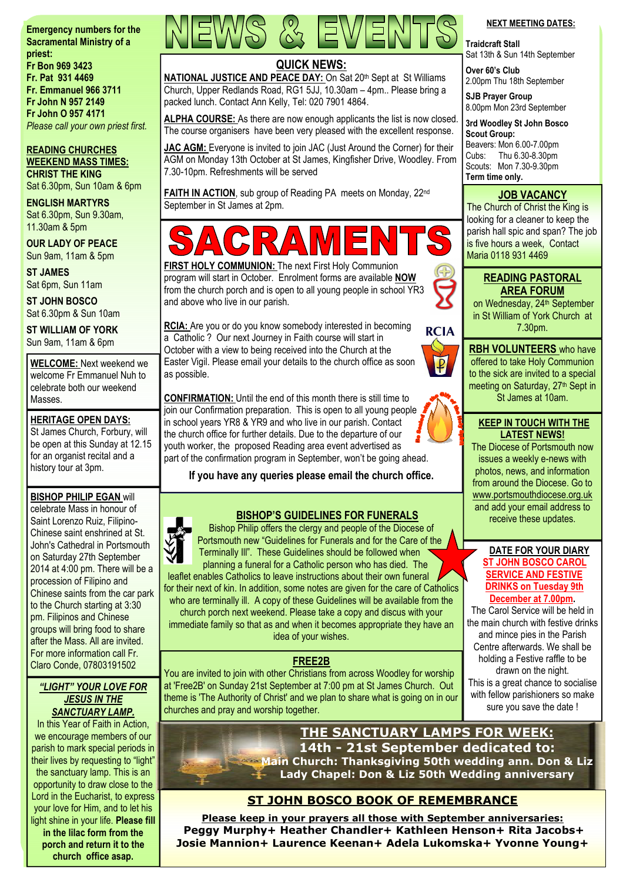**Emergency numbers for the Sacramental Ministry of a priest:**
**Fr Bon 969 3423**
**Fr. Pat 931 4469**
**Fr. Emmanuel 966 3711**
**Fr John N 957 2149**
**Fr John O 957 4171**
*Please call your own priest first.*

**READING CHURCHES WEEKEND MASS TIMES:**

**CHRIST THE KING**
Sat 6.30pm, Sun 10am & 6pm

**ENGLISH MARTYRS**
Sat 6.30pm, Sun 9.30am, 11.30am & 5pm

**OUR LADY OF PEACE**
Sun 9am, 11am & 5pm

**ST JAMES**
Sat 6pm, Sun 11am

**ST JOHN BOSCO**
Sat 6.30pm & Sun 10am

**ST WILLIAM OF YORK**
Sun 9am, 11am & 6pm

**WELCOME:** Next weekend we welcome Fr Emmanuel Nuh to celebrate both our weekend Masses.

**HERITAGE OPEN DAYS:** St James Church, Forbury, will be open at this Sunday at 12.15 for an organist recital and a history tour at 3pm.

**BISHOP PHILIP EGAN** will celebrate Mass in honour of Saint Lorenzo Ruiz, Filipino-Chinese saint enshrined at St. John's Cathedral in Portsmouth on Saturday 27th September 2014 at 4:00 pm. There will be a procession of Filipino and Chinese saints from the car park to the Church starting at 3:30 pm. Filipinos and Chinese groups will bring food to share after the Mass. All are invited. For more information call Fr. Claro Conde, 07803191502

***"LIGHT" YOUR LOVE FOR JESUS IN THE SANCTUARY LAMP.***

In this Year of Faith in Action, we encourage members of our parish to mark special periods in their lives by requesting to "light" the sanctuary lamp. This is an opportunity to draw close to the Lord in the Eucharist, to express your love for Him, and to let his light shine in your life. **Please fill in the lilac form from the porch and return it to the church office asap.**

# NEWS & EVENTS

## QUICK NEWS:

**NATIONAL JUSTICE AND PEACE DAY:** On Sat 20th Sept at St Williams Church, Upper Redlands Road, RG1 5JJ, 10.30am – 4pm.. Please bring a packed lunch. Contact Ann Kelly, Tel: 020 7901 4864.

**ALPHA COURSE:** As there are now enough applicants the list is now closed. The course organisers have been very pleased with the excellent response.

**JAC AGM:** Everyone is invited to join JAC (Just Around the Corner) for their AGM on Monday 13th October at St James, Kingfisher Drive, Woodley. From 7.30-10pm. Refreshments will be served

**FAITH IN ACTION**, sub group of Reading PA meets on Monday, 22nd September in St James at 2pm.

# SACRAMENTS

**FIRST HOLY COMMUNION:** The next First Holy Communion program will start in October. Enrolment forms are available **NOW** from the church porch and is open to all young people in school YR3 and above who live in our parish.

**RCIA:** Are you or do you know somebody interested in becoming a Catholic ? Our next Journey in Faith course will start in October with a view to being received into the Church at the Easter Vigil. Please email your details to the church office as soon as possible.

**CONFIRMATION:** Until the end of this month there is still time to join our Confirmation preparation. This is open to all young people in school years YR8 & YR9 and who live in our parish. Contact the church office for further details. Due to the departure of our youth worker, the proposed Reading area event advertised as part of the confirmation program in September, won't be going ahead.

**If you have any queries please email the church office.**

## BISHOP'S GUIDELINES FOR FUNERALS

Bishop Philip offers the clergy and people of the Diocese of Portsmouth new "Guidelines for Funerals and for the Care of the Terminally Ill". These Guidelines should be followed when planning a funeral for a Catholic person who has died. The leaflet enables Catholics to leave instructions about their own funeral for their next of kin. In addition, some notes are given for the care of Catholics who are terminally ill. A copy of these Guidelines will be available from the church porch next weekend. Please take a copy and discus with your immediate family so that as and when it becomes appropriate they have an idea of your wishes.

## FREE2B

You are invited to join with other Christians from across Woodley for worship at 'Free2B' on Sunday 21st September at 7:00 pm at St James Church. Out theme is 'The Authority of Christ' and we plan to share what is going on in our churches and pray and worship together.

**NEXT MEETING DATES:**

**Traidcraft Stall**
Sat 13th & Sun 14th September

**Over 60's Club**
2.00pm Thu 18th September

**SJB Prayer Group**
8.00pm Mon 23rd September

**3rd Woodley St John Bosco Scout Group:**
Beavers: Mon 6.00-7.00pm
Cubs: Thu 6.30-8.30pm
Scouts: Mon 7.30-9.30pm
**Term time only.**

## JOB VACANCY

The Church of Christ the King is looking for a cleaner to keep the parish hall spic and span? The job is five hours a week, Contact Maria 0118 931 4469

## READING PASTORAL AREA FORUM

on Wednesday, 24th September in St William of York Church at 7.30pm.

**RBH VOLUNTEERS** who have offered to take Holy Communion to the sick are invited to a special meeting on Saturday, 27th Sept in St James at 10am.

## KEEP IN TOUCH WITH THE LATEST NEWS!

The Diocese of Portsmouth now issues a weekly e-news with photos, news, and information from around the Diocese. Go to www.portsmouthdiocese.org.uk and add your email address to receive these updates.

## DATE FOR YOUR DIARY

**ST JOHN BOSCO CAROL SERVICE AND FESTIVE DRINKS on Tuesday 9th December at 7.00pm.**

The Carol Service will be held in the main church with festive drinks and mince pies in the Parish Centre afterwards. We shall be holding a Festive raffle to be drawn on the night.
This is a great chance to socialise with fellow parishioners so make sure you save the date !

## THE SANCTUARY LAMPS FOR WEEK:
**14th - 21st September dedicated to:**
**Main Church: Thanksgiving 50th wedding ann. Don & Liz**
**Lady Chapel: Don & Liz 50th Wedding anniversary**

## ST JOHN BOSCO BOOK OF REMEMBRANCE

**Please keep in your prayers all those with September anniversaries:**
**Peggy Murphy+ Heather Chandler+ Kathleen Henson+ Rita Jacobs+ Josie Mannion+ Laurence Keenan+ Adela Lukomska+ Yvonne Young+**